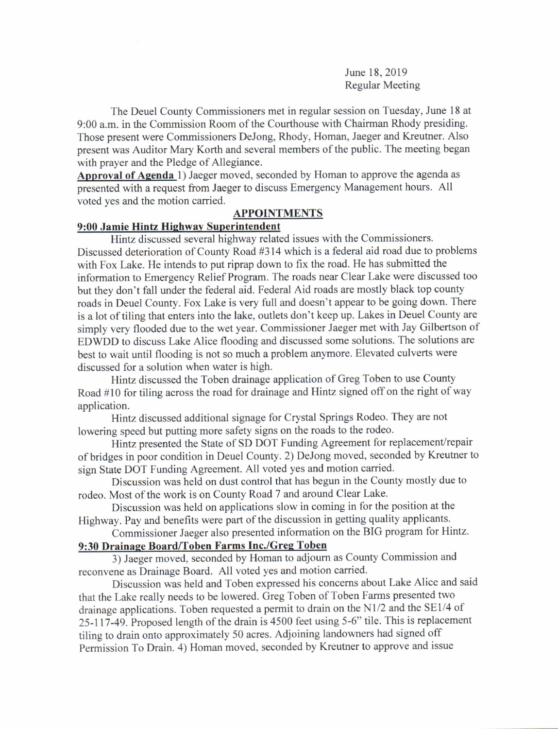June 18, 2019
Regular Meeting

The Deuel County Commissioners met in regular session on Tuesday, June 18 at 9:00 a.m. in the Commission Room of the Courthouse with Chairman Rhody presiding. Those present were Commissioners DeJong, Rhody, Homan, Jaeger and Kreutner. Also present was Auditor Mary Korth and several members of the public. The meeting began with prayer and the Pledge of Allegiance.

**Approval of Agenda** 1) Jaeger moved, seconded by Homan to approve the agenda as presented with a request from Jaeger to discuss Emergency Management hours. All voted yes and the motion carried.

## APPOINTMENTS

### 9:00 Jamie Hintz Highway Superintendent

Hintz discussed several highway related issues with the Commissioners. Discussed deterioration of County Road #314 which is a federal aid road due to problems with Fox Lake. He intends to put riprap down to fix the road. He has submitted the information to Emergency Relief Program. The roads near Clear Lake were discussed too but they don't fall under the federal aid. Federal Aid roads are mostly black top county roads in Deuel County. Fox Lake is very full and doesn't appear to be going down. There is a lot of tiling that enters into the lake, outlets don't keep up. Lakes in Deuel County are simply very flooded due to the wet year. Commissioner Jaeger met with Jay Gilbertson of EDWDD to discuss Lake Alice flooding and discussed some solutions. The solutions are best to wait until flooding is not so much a problem anymore. Elevated culverts were discussed for a solution when water is high.

Hintz discussed the Toben drainage application of Greg Toben to use County Road #10 for tiling across the road for drainage and Hintz signed off on the right of way application.

Hintz discussed additional signage for Crystal Springs Rodeo. They are not lowering speed but putting more safety signs on the roads to the rodeo.

Hintz presented the State of SD DOT Funding Agreement for replacement/repair of bridges in poor condition in Deuel County. 2) DeJong moved, seconded by Kreutner to sign State DOT Funding Agreement. All voted yes and motion carried.

Discussion was held on dust control that has begun in the County mostly due to rodeo. Most of the work is on County Road 7 and around Clear Lake.

Discussion was held on applications slow in coming in for the position at the Highway. Pay and benefits were part of the discussion in getting quality applicants.

Commissioner Jaeger also presented information on the BIG program for Hintz.

### 9:30 Drainage Board/Toben Farms Inc./Greg Toben

3) Jaeger moved, seconded by Homan to adjourn as County Commission and reconvene as Drainage Board. All voted yes and motion carried.

Discussion was held and Toben expressed his concerns about Lake Alice and said that the Lake really needs to be lowered. Greg Toben of Toben Farms presented two drainage applications. Toben requested a permit to drain on the N1/2 and the SE1/4 of 25-117-49. Proposed length of the drain is 4500 feet using 5-6" tile. This is replacement tiling to drain onto approximately 50 acres. Adjoining landowners had signed off Permission To Drain. 4) Homan moved, seconded by Kreutner to approve and issue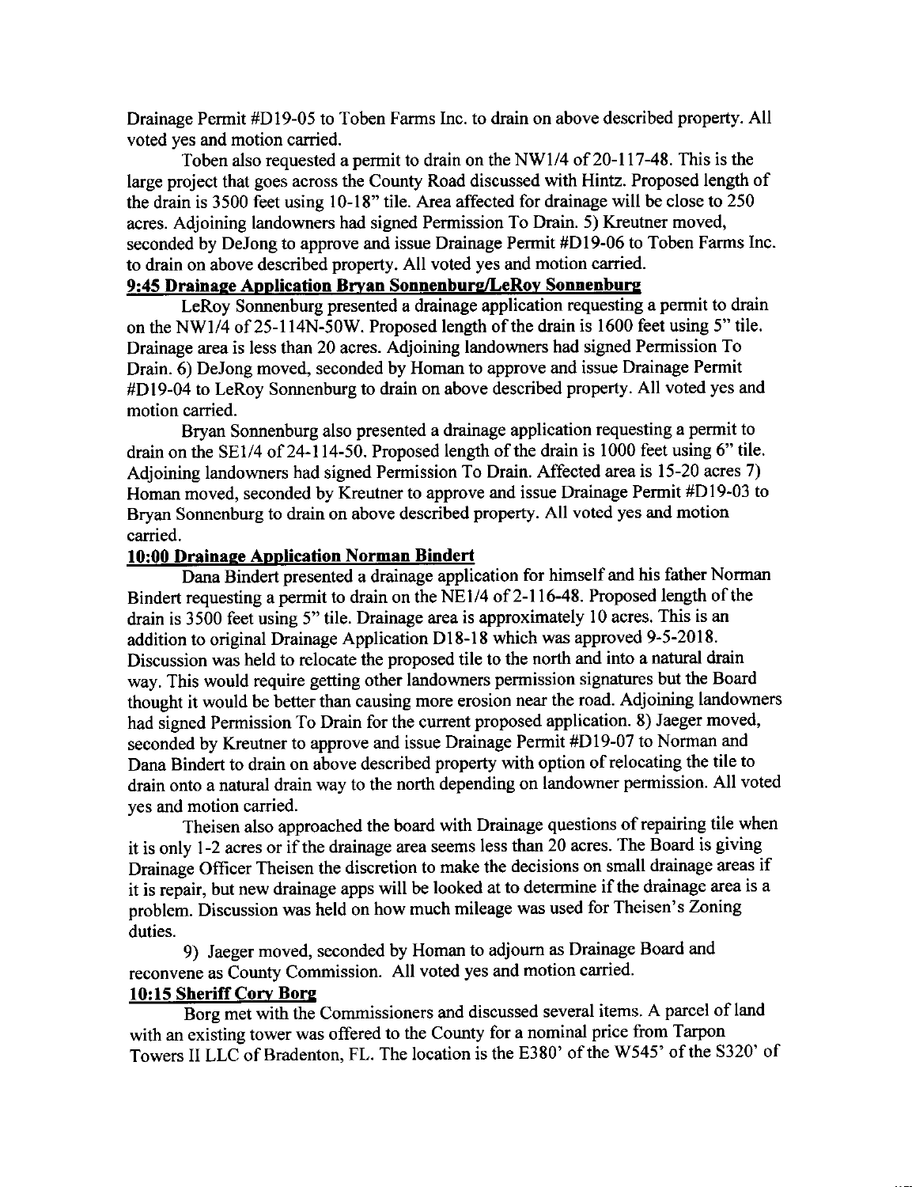Drainage Permit #D19-05 to Toben Farms Inc. to drain on above described property. All voted yes and motion carried.

Toben also requested a permit to drain on the NW1/4 of 20-117-48. This is the large project that goes across the County Road discussed with Hintz. Proposed length of the drain is 3500 feet using 10-18" tile. Area affected for drainage will be close to 250 acres. Adjoining landowners had signed Permission To Drain. 5) Kreutner moved, seconded by DeJong to approve and issue Drainage Permit #D19-06 to Toben Farms Inc. to drain on above described property. All voted yes and motion carried.

**9:45 Drainage Application Bryan Sonnenburg/LeRoy Sonnenburg**

LeRoy Sonnenburg presented a drainage application requesting a permit to drain on the NW1/4 of 25-114N-50W. Proposed length of the drain is 1600 feet using 5" tile. Drainage area is less than 20 acres. Adjoining landowners had signed Permission To Drain. 6) DeJong moved, seconded by Homan to approve and issue Drainage Permit #D19-04 to LeRoy Sonnenburg to drain on above described property. All voted yes and motion carried.

Bryan Sonnenburg also presented a drainage application requesting a permit to drain on the SE1/4 of 24-114-50. Proposed length of the drain is 1000 feet using 6" tile. Adjoining landowners had signed Permission To Drain. Affected area is 15-20 acres 7) Homan moved, seconded by Kreutner to approve and issue Drainage Permit #D19-03 to Bryan Sonnenburg to drain on above described property. All voted yes and motion carried.

**10:00 Drainage Application Norman Bindert**

Dana Bindert presented a drainage application for himself and his father Norman Bindert requesting a permit to drain on the NE1/4 of 2-116-48. Proposed length of the drain is 3500 feet using 5" tile. Drainage area is approximately 10 acres. This is an addition to original Drainage Application D18-18 which was approved 9-5-2018. Discussion was held to relocate the proposed tile to the north and into a natural drain way. This would require getting other landowners permission signatures but the Board thought it would be better than causing more erosion near the road. Adjoining landowners had signed Permission To Drain for the current proposed application. 8) Jaeger moved, seconded by Kreutner to approve and issue Drainage Permit #D19-07 to Norman and Dana Bindert to drain on above described property with option of relocating the tile to drain onto a natural drain way to the north depending on landowner permission. All voted yes and motion carried.

Theisen also approached the board with Drainage questions of repairing tile when it is only 1-2 acres or if the drainage area seems less than 20 acres. The Board is giving Drainage Officer Theisen the discretion to make the decisions on small drainage areas if it is repair, but new drainage apps will be looked at to determine if the drainage area is a problem. Discussion was held on how much mileage was used for Theisen's Zoning duties.

9) Jaeger moved, seconded by Homan to adjourn as Drainage Board and reconvene as County Commission. All voted yes and motion carried.

**10:15 Sheriff Cory Borg**

Borg met with the Commissioners and discussed several items. A parcel of land with an existing tower was offered to the County for a nominal price from Tarpon Towers II LLC of Bradenton, FL. The location is the E380' of the W545' of the S320' of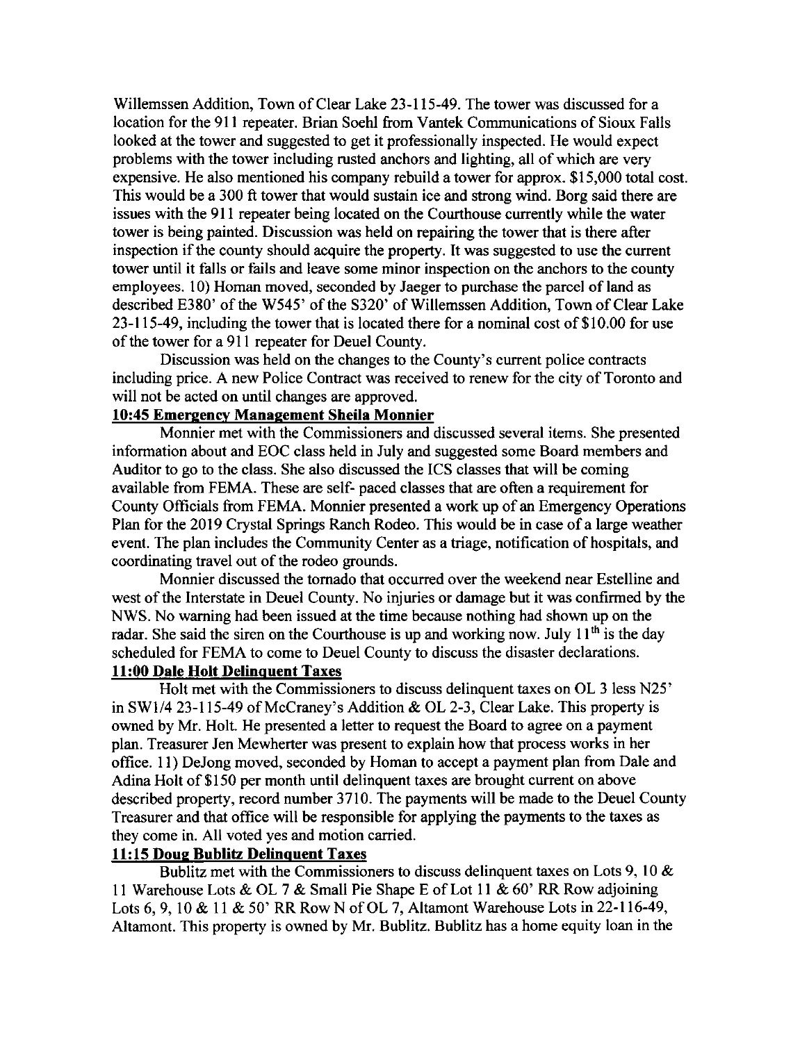Willemssen Addition, Town of Clear Lake 23-115-49. The tower was discussed for a location for the 911 repeater. Brian Soehl from Vantek Communications of Sioux Falls looked at the tower and suggested to get it professionally inspected. He would expect problems with the tower including rusted anchors and lighting, all of which are very expensive. He also mentioned his company rebuild a tower for approx. $15,000 total cost. This would be a 300 ft tower that would sustain ice and strong wind. Borg said there are issues with the 911 repeater being located on the Courthouse currently while the water tower is being painted. Discussion was held on repairing the tower that is there after inspection if the county should acquire the property. It was suggested to use the current tower until it falls or fails and leave some minor inspection on the anchors to the county employees. 10) Homan moved, seconded by Jaeger to purchase the parcel of land as described E380' of the W545' of the S320' of Willemssen Addition, Town of Clear Lake 23-115-49, including the tower that is located there for a nominal cost of $10.00 for use of the tower for a 911 repeater for Deuel County.

Discussion was held on the changes to the County's current police contracts including price. A new Police Contract was received to renew for the city of Toronto and will not be acted on until changes are approved.

**10:45 Emergency Management Sheila Monnier**

Monnier met with the Commissioners and discussed several items. She presented information about and EOC class held in July and suggested some Board members and Auditor to go to the class. She also discussed the ICS classes that will be coming available from FEMA. These are self- paced classes that are often a requirement for County Officials from FEMA. Monnier presented a work up of an Emergency Operations Plan for the 2019 Crystal Springs Ranch Rodeo. This would be in case of a large weather event. The plan includes the Community Center as a triage, notification of hospitals, and coordinating travel out of the rodeo grounds.

Monnier discussed the tornado that occurred over the weekend near Estelline and west of the Interstate in Deuel County. No injuries or damage but it was confirmed by the NWS. No warning had been issued at the time because nothing had shown up on the radar. She said the siren on the Courthouse is up and working now. July 11th is the day scheduled for FEMA to come to Deuel County to discuss the disaster declarations.

**11:00 Dale Holt Delinquent Taxes**

Holt met with the Commissioners to discuss delinquent taxes on OL 3 less N25' in SW1/4 23-115-49 of McCraney's Addition & OL 2-3, Clear Lake. This property is owned by Mr. Holt. He presented a letter to request the Board to agree on a payment plan. Treasurer Jen Mewherter was present to explain how that process works in her office. 11) DeJong moved, seconded by Homan to accept a payment plan from Dale and Adina Holt of $150 per month until delinquent taxes are brought current on above described property, record number 3710. The payments will be made to the Deuel County Treasurer and that office will be responsible for applying the payments to the taxes as they come in. All voted yes and motion carried.

**11:15 Doug Bublitz Delinquent Taxes**

Bublitz met with the Commissioners to discuss delinquent taxes on Lots 9, 10 & 11 Warehouse Lots & OL 7 & Small Pie Shape E of Lot 11 & 60' RR Row adjoining Lots 6, 9, 10 & 11 & 50' RR Row N of OL 7, Altamont Warehouse Lots in 22-116-49, Altamont. This property is owned by Mr. Bublitz. Bublitz has a home equity loan in the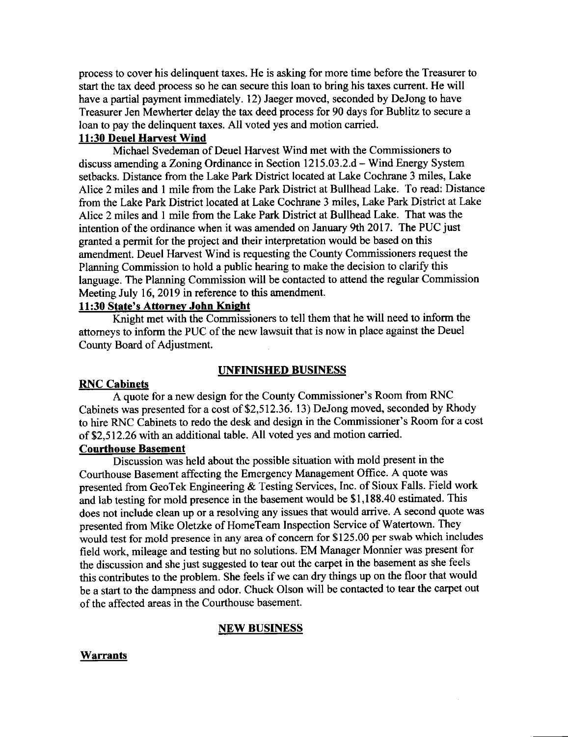process to cover his delinquent taxes. He is asking for more time before the Treasurer to start the tax deed process so he can secure this loan to bring his taxes current. He will have a partial payment immediately. 12) Jaeger moved, seconded by DeJong to have Treasurer Jen Mewherter delay the tax deed process for 90 days for Bublitz to secure a loan to pay the delinquent taxes. All voted yes and motion carried.

**11:30 Deuel Harvest Wind**

Michael Svedeman of Deuel Harvest Wind met with the Commissioners to discuss amending a Zoning Ordinance in Section 1215.03.2.d – Wind Energy System setbacks. Distance from the Lake Park District located at Lake Cochrane 3 miles, Lake Alice 2 miles and 1 mile from the Lake Park District at Bullhead Lake. To read: Distance from the Lake Park District located at Lake Cochrane 3 miles, Lake Park District at Lake Alice 2 miles and 1 mile from the Lake Park District at Bullhead Lake. That was the intention of the ordinance when it was amended on January 9th 2017. The PUC just granted a permit for the project and their interpretation would be based on this amendment. Deuel Harvest Wind is requesting the County Commissioners request the Planning Commission to hold a public hearing to make the decision to clarify this language. The Planning Commission will be contacted to attend the regular Commission Meeting July 16, 2019 in reference to this amendment.

**11:30 State's Attorney John Knight**

Knight met with the Commissioners to tell them that he will need to inform the attorneys to inform the PUC of the new lawsuit that is now in place against the Deuel County Board of Adjustment.

## UNFINISHED BUSINESS

**RNC Cabinets**

A quote for a new design for the County Commissioner's Room from RNC Cabinets was presented for a cost of $2,512.36. 13) DeJong moved, seconded by Rhody to hire RNC Cabinets to redo the desk and design in the Commissioner's Room for a cost of $2,512.26 with an additional table. All voted yes and motion carried.

**Courthouse Basement**

Discussion was held about the possible situation with mold present in the Courthouse Basement affecting the Emergency Management Office. A quote was presented from GeoTek Engineering & Testing Services, Inc. of Sioux Falls. Field work and lab testing for mold presence in the basement would be $1,188.40 estimated. This does not include clean up or a resolving any issues that would arrive. A second quote was presented from Mike Oletzke of HomeTeam Inspection Service of Watertown. They would test for mold presence in any area of concern for $125.00 per swab which includes field work, mileage and testing but no solutions. EM Manager Monnier was present for the discussion and she just suggested to tear out the carpet in the basement as she feels this contributes to the problem. She feels if we can dry things up on the floor that would be a start to the dampness and odor. Chuck Olson will be contacted to tear the carpet out of the affected areas in the Courthouse basement.

## NEW BUSINESS

**Warrants**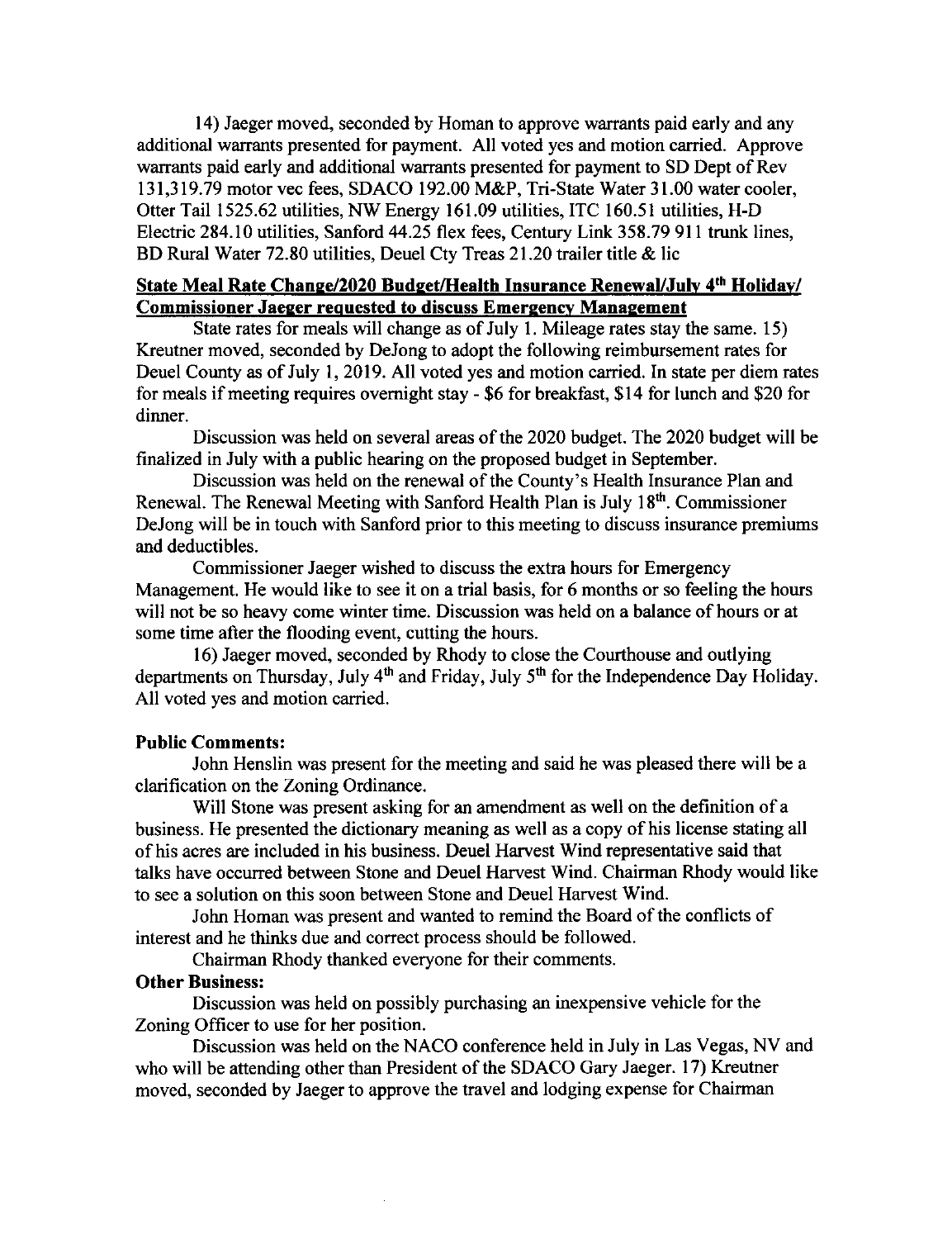14) Jaeger moved, seconded by Homan to approve warrants paid early and any additional warrants presented for payment. All voted yes and motion carried. Approve warrants paid early and additional warrants presented for payment to SD Dept of Rev 131,319.79 motor vec fees, SDACO 192.00 M&P, Tri-State Water 31.00 water cooler, Otter Tail 1525.62 utilities, NW Energy 161.09 utilities, ITC 160.51 utilities, H-D Electric 284.10 utilities, Sanford 44.25 flex fees, Century Link 358.79 911 trunk lines, BD Rural Water 72.80 utilities, Deuel Cty Treas 21.20 trailer title & lic

**State Meal Rate Change/2020 Budget/Health Insurance Renewal/July 4th Holiday/ Commissioner Jaeger requested to discuss Emergency Management**

State rates for meals will change as of July 1. Mileage rates stay the same. 15) Kreutner moved, seconded by DeJong to adopt the following reimbursement rates for Deuel County as of July 1, 2019. All voted yes and motion carried. In state per diem rates for meals if meeting requires overnight stay - $6 for breakfast, $14 for lunch and $20 for dinner.

Discussion was held on several areas of the 2020 budget. The 2020 budget will be finalized in July with a public hearing on the proposed budget in September.

Discussion was held on the renewal of the County's Health Insurance Plan and Renewal. The Renewal Meeting with Sanford Health Plan is July 18th. Commissioner DeJong will be in touch with Sanford prior to this meeting to discuss insurance premiums and deductibles.

Commissioner Jaeger wished to discuss the extra hours for Emergency Management. He would like to see it on a trial basis, for 6 months or so feeling the hours will not be so heavy come winter time. Discussion was held on a balance of hours or at some time after the flooding event, cutting the hours.

16) Jaeger moved, seconded by Rhody to close the Courthouse and outlying departments on Thursday, July 4th and Friday, July 5th for the Independence Day Holiday. All voted yes and motion carried.

**Public Comments:**

John Henslin was present for the meeting and said he was pleased there will be a clarification on the Zoning Ordinance.

Will Stone was present asking for an amendment as well on the definition of a business. He presented the dictionary meaning as well as a copy of his license stating all of his acres are included in his business. Deuel Harvest Wind representative said that talks have occurred between Stone and Deuel Harvest Wind. Chairman Rhody would like to see a solution on this soon between Stone and Deuel Harvest Wind.

John Homan was present and wanted to remind the Board of the conflicts of interest and he thinks due and correct process should be followed.

Chairman Rhody thanked everyone for their comments.

**Other Business:**

Discussion was held on possibly purchasing an inexpensive vehicle for the Zoning Officer to use for her position.

Discussion was held on the NACO conference held in July in Las Vegas, NV and who will be attending other than President of the SDACO Gary Jaeger. 17) Kreutner moved, seconded by Jaeger to approve the travel and lodging expense for Chairman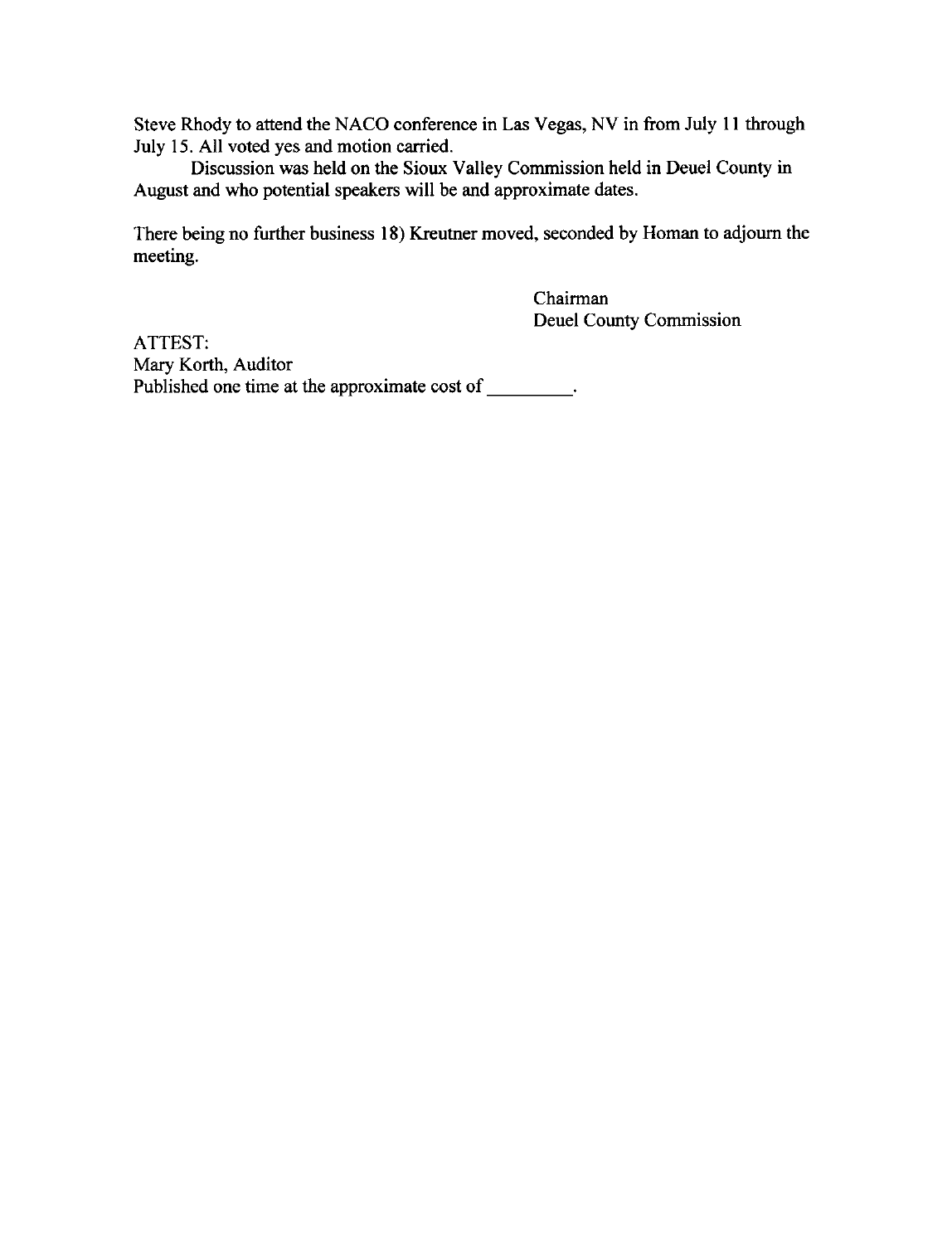Steve Rhody to attend the NACO conference in Las Vegas, NV in from July 11 through July 15. All voted yes and motion carried.

Discussion was held on the Sioux Valley Commission held in Deuel County in August and who potential speakers will be and approximate dates.

There being no further business 18) Kreutner moved, seconded by Homan to adjourn the meeting.

Chairman
Deuel County Commission

ATTEST:
Mary Korth, Auditor
Published one time at the approximate cost of _________.